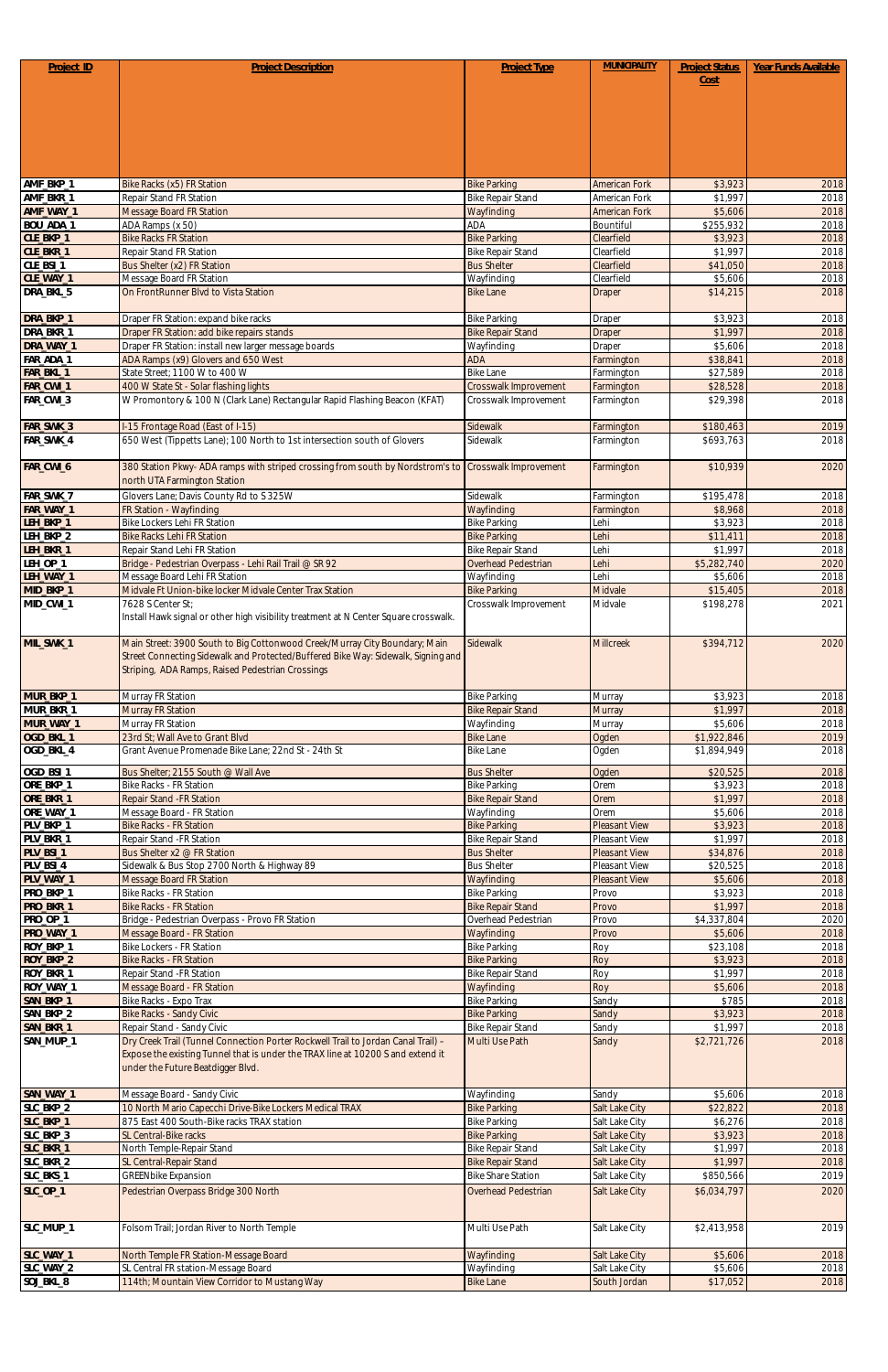| Project ID | Project Description | Project Type | MUNICIPALITY | Project Status Cost | Year Funds Available |
|---|---|---|---|---|---|
| AMF_BKP_1 | Bike Racks (x5) FR Station | Bike Parking | American Fork | $3,923 | 2018 |
| AMF_BKR_1 | Repair Stand FR Station | Bike Repair Stand | American Fork | $1,997 | 2018 |
| AMF_WAY_1 | Message Board FR Station | Wayfinding | American Fork | $5,606 | 2018 |
| BOU_ADA_1 | ADA Ramps (x 50) | ADA | Bountiful | $255,932 | 2018 |
| CLE_BKP_1 | Bike Racks FR Station | Bike Parking | Clearfield | $3,923 | 2018 |
| CLE_BKR_1 | Repair Stand FR Station | Bike Repair Stand | Clearfield | $1,997 | 2018 |
| CLE_BSI_1 | Bus Shelter (x2) FR Station | Bus Shelter | Clearfield | $41,050 | 2018 |
| CLE_WAY_1 | Message Board FR Station | Wayfinding | Clearfield | $5,606 | 2018 |
| DRA_BKL_5 | On FrontRunner Blvd to Vista Station | Bike Lane | Draper | $14,215 | 2018 |
| DRA_BKP_1 | Draper FR Station: expand bike racks | Bike Parking | Draper | $3,923 | 2018 |
| DRA_BKR_1 | Draper FR Station: add bike repairs stands | Bike Repair Stand | Draper | $1,997 | 2018 |
| DRA_WAY_1 | Draper FR Station: install new larger message boards | Wayfinding | Draper | $5,606 | 2018 |
| FAR_ADA_1 | ADA Ramps (x9) Glovers and 650 West | ADA | Farmington | $38,841 | 2018 |
| FAR_BKL_1 | State Street; 1100 W to 400 W | Bike Lane | Farmington | $27,589 | 2018 |
| FAR_CWI_1 | 400 W State St - Solar flashing lights | Crosswalk Improvement | Farmington | $28,528 | 2018 |
| FAR_CWI_3 | W Promontory & 100 N (Clark Lane) Rectangular Rapid Flashing Beacon (KFAT) | Crosswalk Improvement | Farmington | $29,398 | 2018 |
| FAR_SWK_3 | I-15 Frontage Road (East of I-15) | Sidewalk | Farmington | $180,463 | 2019 |
| FAR_SWK_4 | 650 West (Tippetts Lane); 100 North to 1st intersection south of Glovers | Sidewalk | Farmington | $693,763 | 2018 |
| FAR_CWI_6 | 380 Station Pkwy- ADA ramps with striped crossing from south by Nordstrom's to north UTA Farmington Station | Crosswalk Improvement | Farmington | $10,939 | 2020 |
| FAR_SWK_7 | Glovers Lane; Davis County Rd to S 325W | Sidewalk | Farmington | $195,478 | 2018 |
| FAR_WAY_1 | FR Station - Wayfinding | Wayfinding | Farmington | $8,968 | 2018 |
| LEH_BKP_1 | Bike Lockers Lehi FR Station | Bike Parking | Lehi | $3,923 | 2018 |
| LEH_BKP_2 | Bike Racks Lehi FR Station | Bike Parking | Lehi | $11,411 | 2018 |
| LEH_BKR_1 | Repair Stand Lehi FR Station | Bike Repair Stand | Lehi | $1,997 | 2018 |
| LEH_OP_1 | Bridge - Pedestrian Overpass - Lehi Rail Trail @ SR 92 | Overhead Pedestrian | Lehi | $5,282,740 | 2020 |
| LEH_WAY_1 | Message Board Lehi FR Station | Wayfinding | Lehi | $5,606 | 2018 |
| MID_BKP_1 | Midvale Ft Union-bike locker Midvale Center Trax Station | Bike Parking | Midvale | $15,405 | 2018 |
| MID_CWI_1 | 7628 S Center St; Install Hawk signal or other high visibility treatment at N Center Square crosswalk. | Crosswalk Improvement | Midvale | $198,278 | 2021 |
| MIL_SWK_1 | Main Street: 3900 South to Big Cottonwood Creek/Murray City Boundary; Main Street Connecting Sidewalk and Protected/Buffered Bike Way: Sidewalk, Signing and Striping, ADA Ramps, Raised Pedestrian Crossings | Sidewalk | Millcreek | $394,712 | 2020 |
| MUR_BKP_1 | Murray FR Station | Bike Parking | Murray | $3,923 | 2018 |
| MUR_BKR_1 | Murray FR Station | Bike Repair Stand | Murray | $1,997 | 2018 |
| MUR_WAY_1 | Murray FR Station | Wayfinding | Murray | $5,606 | 2018 |
| OGD_BKL_1 | 23rd St; Wall Ave to Grant Blvd | Bike Lane | Ogden | $1,922,846 | 2019 |
| OGD_BKL_4 | Grant Avenue Promenade Bike Lane; 22nd St - 24th St | Bike Lane | Ogden | $1,894,949 | 2018 |
| OGD_BSI_1 | Bus Shelter; 2155 South @ Wall Ave | Bus Shelter | Ogden | $20,525 | 2018 |
| ORE_BKP_1 | Bike Racks - FR Station | Bike Parking | Orem | $3,923 | 2018 |
| ORE_BKR_1 | Repair Stand -FR Station | Bike Repair Stand | Orem | $1,997 | 2018 |
| ORE_WAY_1 | Message Board - FR Station | Wayfinding | Orem | $5,606 | 2018 |
| PLV_BKP_1 | Bike Racks - FR Station | Bike Parking | Pleasant View | $3,923 | 2018 |
| PLV_BKR_1 | Repair Stand -FR Station | Bike Repair Stand | Pleasant View | $1,997 | 2018 |
| PLV_BSI_1 | Bus Shelter x2 @ FR Station | Bus Shelter | Pleasant View | $34,876 | 2018 |
| PLV_BSI_4 | Sidewalk & Bus Stop 2700 North & Highway 89 | Bus Shelter | Pleasant View | $20,525 | 2018 |
| PLV_WAY_1 | Message Board FR Station | Wayfinding | Pleasant View | $5,606 | 2018 |
| PRO_BKP_1 | Bike Racks - FR Station | Bike Parking | Provo | $3,923 | 2018 |
| PRO_BKR_1 | Bike Racks - FR Station | Bike Repair Stand | Provo | $1,997 | 2018 |
| PRO_OP_1 | Bridge - Pedestrian Overpass - Provo FR Station | Overhead Pedestrian | Provo | $4,337,804 | 2020 |
| PRO_WAY_1 | Message Board - FR Station | Wayfinding | Provo | $5,606 | 2018 |
| ROY_BKP_1 | Bike Lockers - FR Station | Bike Parking | Roy | $23,108 | 2018 |
| ROY_BKP_2 | Bike Racks - FR Station | Bike Parking | Roy | $3,923 | 2018 |
| ROY_BKR_1 | Repair Stand -FR Station | Bike Repair Stand | Roy | $1,997 | 2018 |
| ROY_WAY_1 | Message Board - FR Station | Wayfinding | Roy | $5,606 | 2018 |
| SAN_BKP_1 | Bike Racks - Expo Trax | Bike Parking | Sandy | $785 | 2018 |
| SAN_BKP_2 | Bike Racks - Sandy Civic | Bike Parking | Sandy | $3,923 | 2018 |
| SAN_BKR_1 | Repair Stand - Sandy Civic | Bike Repair Stand | Sandy | $1,997 | 2018 |
| SAN_MUP_1 | Dry Creek Trail (Tunnel Connection Porter Rockwell Trail to Jordan Canal Trail) – Expose the existing Tunnel that is under the TRAX line at 10200 S and extend it under the Future Beatdigger Blvd. | Multi Use Path | Sandy | $2,721,726 | 2018 |
| SAN_WAY_1 | Message Board - Sandy Civic | Wayfinding | Sandy | $5,606 | 2018 |
| SLC_BKP_2 | 10 North Mario Capecchi Drive-Bike Lockers Medical TRAX | Bike Parking | Salt Lake City | $22,822 | 2018 |
| SLC_BKP_1 | 875 East 400 South-Bike racks TRAX station | Bike Parking | Salt Lake City | $6,276 | 2018 |
| SLC_BKP_3 | SL Central-Bike racks | Bike Parking | Salt Lake City | $3,923 | 2018 |
| SLC_BKR_1 | North Temple-Repair Stand | Bike Repair Stand | Salt Lake City | $1,997 | 2018 |
| SLC_BKR_2 | SL Central-Repair Stand | Bike Repair Stand | Salt Lake City | $1,997 | 2018 |
| SLC_BKS_1 | GREENbike Expansion | Bike Share Station | Salt Lake City | $850,566 | 2019 |
| SLC_OP_1 | Pedestrian Overpass Bridge 300 North | Overhead Pedestrian | Salt Lake City | $6,034,797 | 2020 |
| SLC_MUP_1 | Folsom Trail; Jordan River to North Temple | Multi Use Path | Salt Lake City | $2,413,958 | 2019 |
| SLC_WAY_1 | North Temple FR Station-Message Board | Wayfinding | Salt Lake City | $5,606 | 2018 |
| SLC_WAY_2 | SL Central FR station-Message Board | Wayfinding | Salt Lake City | $5,606 | 2018 |
| SOJ_BKL_8 | 114th; Mountain View Corridor to Mustang Way | Bike Lane | South Jordan | $17,052 | 2018 |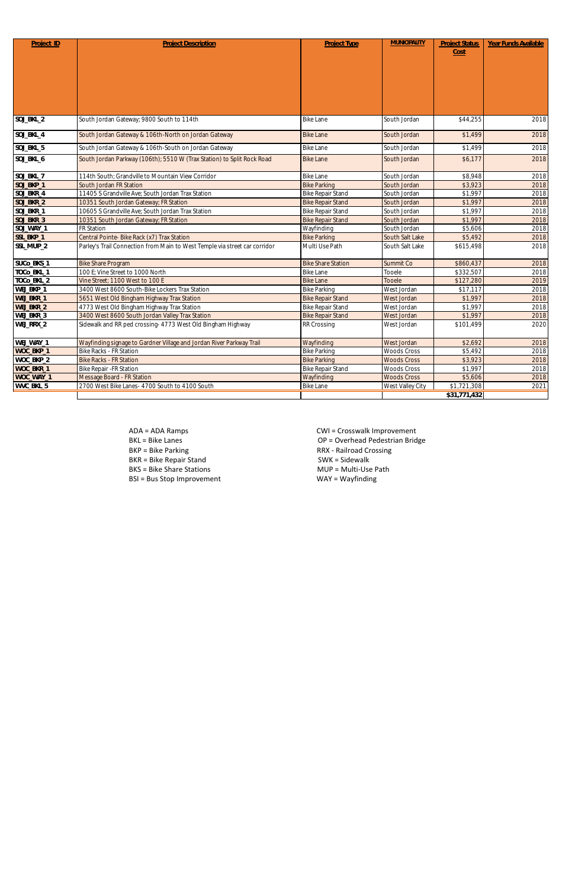| Project ID | Project Description | Project Type | MUNICIPALITY | Project Status Cost | Year Funds Available |
|---|---|---|---|---|---|
| SOJ_BKL_2 | South Jordan Gateway; 9800 South to 114th | Bike Lane | South Jordan | $44,255 | 2018 |
| SOJ_BKL_4 | South Jordan Gateway & 106th-North on Jordan Gateway | Bike Lane | South Jordan | $1,499 | 2018 |
| SOJ_BKL_5 | South Jordan Gateway & 106th-South on Jordan Gateway | Bike Lane | South Jordan | $1,499 | 2018 |
| SOJ_BKL_6 | South Jordan Parkway (106th); 5510 W (Trax Station) to Split Rock Road | Bike Lane | South Jordan | $6,177 | 2018 |
| SOJ_BKL_7 | 114th South; Grandville to Mountain View Corridor | Bike Lane | South Jordan | $8,948 | 2018 |
| SOJ_BKP_1 | South Jordan FR Station | Bike Parking | South Jordan | $3,923 | 2018 |
| SOJ_BKR_4 | 11405 S Grandville Ave; South Jordan Trax Station | Bike Repair Stand | South Jordan | $1,997 | 2018 |
| SOJ_BKR_2 | 10351 South Jordan Gateway; FR Station | Bike Repair Stand | South Jordan | $1,997 | 2018 |
| SOJ_BKR_1 | 10605 S Grandville Ave; South Jordan Trax Station | Bike Repair Stand | South Jordan | $1,997 | 2018 |
| SOJ_BKR_3 | 10351 South Jordan Gateway; FR Station | Bike Repair Stand | South Jordan | $1,997 | 2018 |
| SOJ_WAY_1 | FR Station | Wayfinding | South Jordan | $5,606 | 2018 |
| SSL_BKP_1 | Central Pointe- Bike Rack (x7) Trax Station | Bike Parking | South Salt Lake | $5,492 | 2018 |
| SSL_MUP_2 | Parley's Trail Connection from Main to West Temple via street car corridor | Multi Use Path | South Salt Lake | $615,498 | 2018 |
| SUCo_BKS_1 | Bike Share Program | Bike Share Station | Summit Co | $860,437 | 2018 |
| TOCo_BKL_1 | 100 E; Vine Street to 1000 North | Bike Lane | Tooele | $332,507 | 2018 |
| TOCo_BKL_2 | Vine Street; 1100 West to 100 E | Bike Lane | Tooele | $127,280 | 2019 |
| WEJ_BKP_1 | 3400 West 8600 South-Bike Lockers Trax Station | Bike Parking | West Jordan | $17,117 | 2018 |
| WEJ_BKR_1 | 5651 West Old Bingham Highway Trax Station | Bike Repair Stand | West Jordan | $1,997 | 2018 |
| WEJ_BKR_2 | 4773 West Old Bingham Highway Trax Station | Bike Repair Stand | West Jordan | $1,997 | 2018 |
| WEJ_BKR_3 | 3400 West 8600 South Jordan Valley Trax Station | Bike Repair Stand | West Jordan | $1,997 | 2018 |
| WEJ_RRX_2 | Sidewalk and RR ped crossing- 4773 West Old Bingham Highway | RR Crossing | West Jordan | $101,499 | 2020 |
| WEJ_WAY_1 | Wayfinding signage to Gardner Village and Jordan River Parkway Trail | Wayfinding | West Jordan | $2,692 | 2018 |
| WOC_BKP_1 | Bike Racks - FR Station | Bike Parking | Woods Cross | $5,492 | 2018 |
| WOC_BKP_2 | Bike Racks - FR Station | Bike Parking | Woods Cross | $3,923 | 2018 |
| WOC_BKR_1 | Bike Repair -FR Station | Bike Repair Stand | Woods Cross | $1,997 | 2018 |
| WOC_WAY_1 | Message Board - FR Station | Wayfinding | Woods Cross | $5,606 | 2018 |
| WVC_BKL_5 | 2700 West Bike Lanes- 4700 South to 4100 South | Bike Lane | West Valley City | $1,721,308 | 2021 |
| | | | | **$31,771,432** | |

ADA = ADA Ramps
BKL = Bike Lanes
BKP = Bike Parking
BKR = Bike Repair Stand
BKS = Bike Share Stations
BSI = Bus Stop Improvement
CWI = Crosswalk Improvement
OP = Overhead Pedestrian Bridge
RRX - Railroad Crossing
SWK = Sidewalk
MUP = Multi-Use Path
WAY = Wayfinding